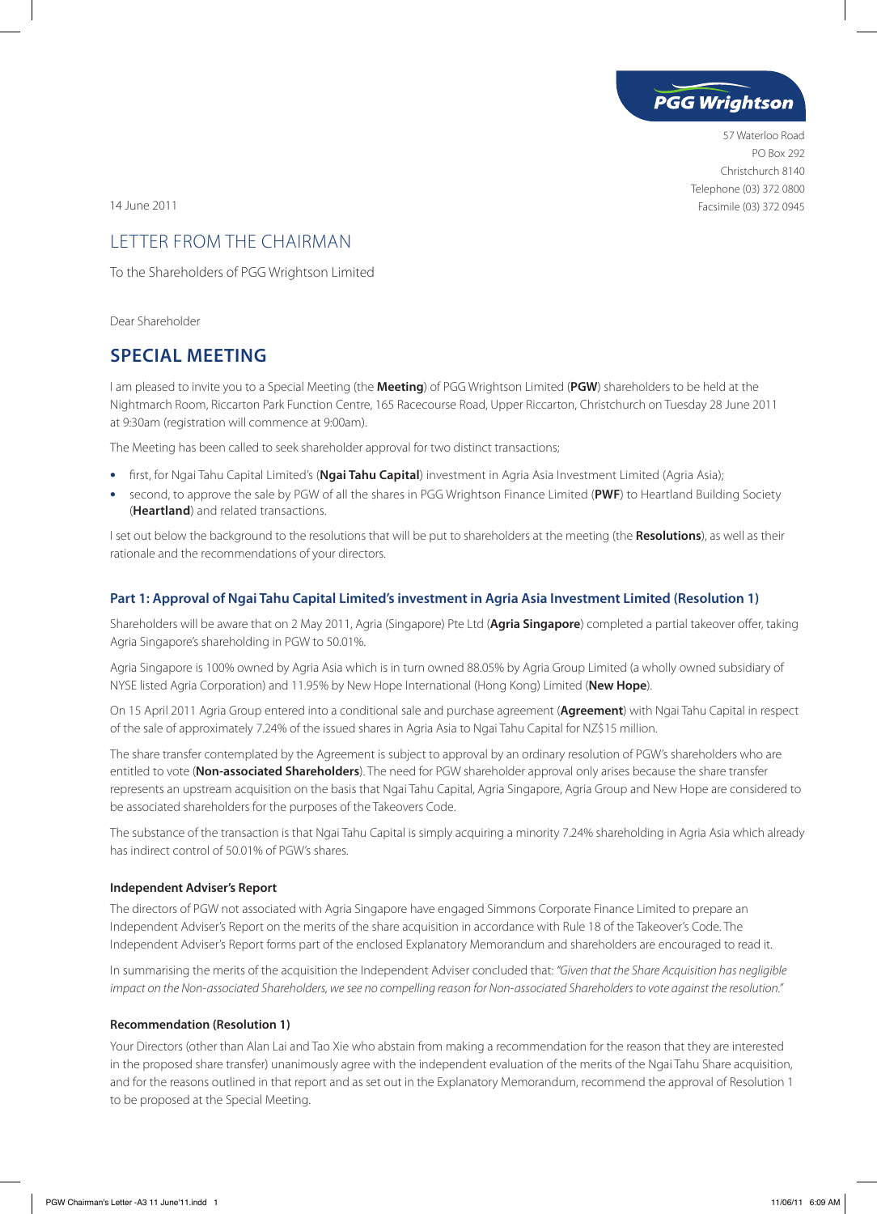PGG Wrightson

57 Waterloo Road
PO Box 292
Christchurch 8140
Telephone (03) 372 0800
Facsimile (03) 372 0945

14 June 2011

# LETTER FROM THE CHAIRMAN

To the Shareholders of PGG Wrightson Limited

Dear Shareholder

## SPECIAL MEETING

I am pleased to invite you to a Special Meeting (the **Meeting**) of PGG Wrightson Limited (**PGW**) shareholders to be held at the Nightmarch Room, Riccarton Park Function Centre, 165 Racecourse Road, Upper Riccarton, Christchurch on Tuesday 28 June 2011 at 9:30am (registration will commence at 9:00am).

The Meeting has been called to seek shareholder approval for two distinct transactions;

- first, for Ngai Tahu Capital Limited's (**Ngai Tahu Capital**) investment in Agria Asia Investment Limited (Agria Asia);
- second, to approve the sale by PGW of all the shares in PGG Wrightson Finance Limited (**PWF**) to Heartland Building Society (**Heartland**) and related transactions.

I set out below the background to the resolutions that will be put to shareholders at the meeting (the **Resolutions**), as well as their rationale and the recommendations of your directors.

### Part 1: Approval of Ngai Tahu Capital Limited's investment in Agria Asia Investment Limited (Resolution 1)

Shareholders will be aware that on 2 May 2011, Agria (Singapore) Pte Ltd (**Agria Singapore**) completed a partial takeover offer, taking Agria Singapore's shareholding in PGW to 50.01%.

Agria Singapore is 100% owned by Agria Asia which is in turn owned 88.05% by Agria Group Limited (a wholly owned subsidiary of NYSE listed Agria Corporation) and 11.95% by New Hope International (Hong Kong) Limited (**New Hope**).

On 15 April 2011 Agria Group entered into a conditional sale and purchase agreement (**Agreement**) with Ngai Tahu Capital in respect of the sale of approximately 7.24% of the issued shares in Agria Asia to Ngai Tahu Capital for NZ$15 million.

The share transfer contemplated by the Agreement is subject to approval by an ordinary resolution of PGW's shareholders who are entitled to vote (**Non-associated Shareholders**). The need for PGW shareholder approval only arises because the share transfer represents an upstream acquisition on the basis that Ngai Tahu Capital, Agria Singapore, Agria Group and New Hope are considered to be associated shareholders for the purposes of the Takeovers Code.

The substance of the transaction is that Ngai Tahu Capital is simply acquiring a minority 7.24% shareholding in Agria Asia which already has indirect control of 50.01% of PGW's shares.

#### Independent Adviser's Report

The directors of PGW not associated with Agria Singapore have engaged Simmons Corporate Finance Limited to prepare an Independent Adviser's Report on the merits of the share acquisition in accordance with Rule 18 of the Takeover's Code. The Independent Adviser's Report forms part of the enclosed Explanatory Memorandum and shareholders are encouraged to read it.

In summarising the merits of the acquisition the Independent Adviser concluded that: *"Given that the Share Acquisition has negligible impact on the Non-associated Shareholders, we see no compelling reason for Non-associated Shareholders to vote against the resolution."*

#### Recommendation (Resolution 1)

Your Directors (other than Alan Lai and Tao Xie who abstain from making a recommendation for the reason that they are interested in the proposed share transfer) unanimously agree with the independent evaluation of the merits of the Ngai Tahu Share acquisition, and for the reasons outlined in that report and as set out in the Explanatory Memorandum, recommend the approval of Resolution 1 to be proposed at the Special Meeting.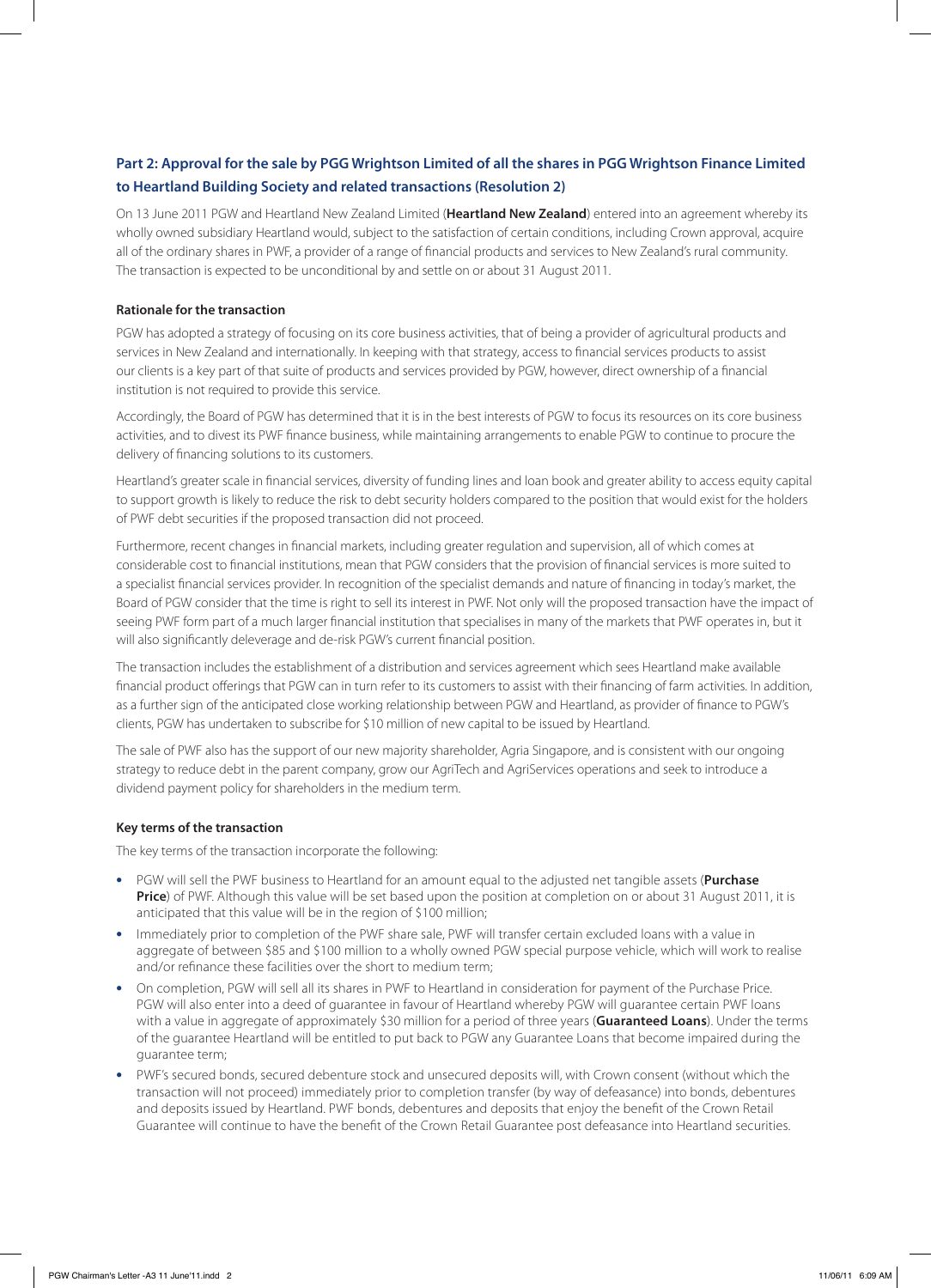## Part 2: Approval for the sale by PGG Wrightson Limited of all the shares in PGG Wrightson Finance Limited to Heartland Building Society and related transactions (Resolution 2)

On 13 June 2011 PGW and Heartland New Zealand Limited (**Heartland New Zealand**) entered into an agreement whereby its wholly owned subsidiary Heartland would, subject to the satisfaction of certain conditions, including Crown approval, acquire all of the ordinary shares in PWF, a provider of a range of financial products and services to New Zealand's rural community. The transaction is expected to be unconditional by and settle on or about 31 August 2011.

### Rationale for the transaction

PGW has adopted a strategy of focusing on its core business activities, that of being a provider of agricultural products and services in New Zealand and internationally. In keeping with that strategy, access to financial services products to assist our clients is a key part of that suite of products and services provided by PGW, however, direct ownership of a financial institution is not required to provide this service.

Accordingly, the Board of PGW has determined that it is in the best interests of PGW to focus its resources on its core business activities, and to divest its PWF finance business, while maintaining arrangements to enable PGW to continue to procure the delivery of financing solutions to its customers.

Heartland's greater scale in financial services, diversity of funding lines and loan book and greater ability to access equity capital to support growth is likely to reduce the risk to debt security holders compared to the position that would exist for the holders of PWF debt securities if the proposed transaction did not proceed.

Furthermore, recent changes in financial markets, including greater regulation and supervision, all of which comes at considerable cost to financial institutions, mean that PGW considers that the provision of financial services is more suited to a specialist financial services provider. In recognition of the specialist demands and nature of financing in today's market, the Board of PGW consider that the time is right to sell its interest in PWF. Not only will the proposed transaction have the impact of seeing PWF form part of a much larger financial institution that specialises in many of the markets that PWF operates in, but it will also significantly deleverage and de-risk PGW's current financial position.

The transaction includes the establishment of a distribution and services agreement which sees Heartland make available financial product offerings that PGW can in turn refer to its customers to assist with their financing of farm activities. In addition, as a further sign of the anticipated close working relationship between PGW and Heartland, as provider of finance to PGW's clients, PGW has undertaken to subscribe for $10 million of new capital to be issued by Heartland.

The sale of PWF also has the support of our new majority shareholder, Agria Singapore, and is consistent with our ongoing strategy to reduce debt in the parent company, grow our AgriTech and AgriServices operations and seek to introduce a dividend payment policy for shareholders in the medium term.

### Key terms of the transaction

The key terms of the transaction incorporate the following:

- PGW will sell the PWF business to Heartland for an amount equal to the adjusted net tangible assets (**Purchase Price**) of PWF. Although this value will be set based upon the position at completion on or about 31 August 2011, it is anticipated that this value will be in the region of $100 million;
- Immediately prior to completion of the PWF share sale, PWF will transfer certain excluded loans with a value in aggregate of between $85 and $100 million to a wholly owned PGW special purpose vehicle, which will work to realise and/or refinance these facilities over the short to medium term;
- On completion, PGW will sell all its shares in PWF to Heartland in consideration for payment of the Purchase Price. PGW will also enter into a deed of guarantee in favour of Heartland whereby PGW will guarantee certain PWF loans with a value in aggregate of approximately $30 million for a period of three years (**Guaranteed Loans**). Under the terms of the guarantee Heartland will be entitled to put back to PGW any Guarantee Loans that become impaired during the guarantee term;
- PWF's secured bonds, secured debenture stock and unsecured deposits will, with Crown consent (without which the transaction will not proceed) immediately prior to completion transfer (by way of defeasance) into bonds, debentures and deposits issued by Heartland. PWF bonds, debentures and deposits that enjoy the benefit of the Crown Retail Guarantee will continue to have the benefit of the Crown Retail Guarantee post defeasance into Heartland securities.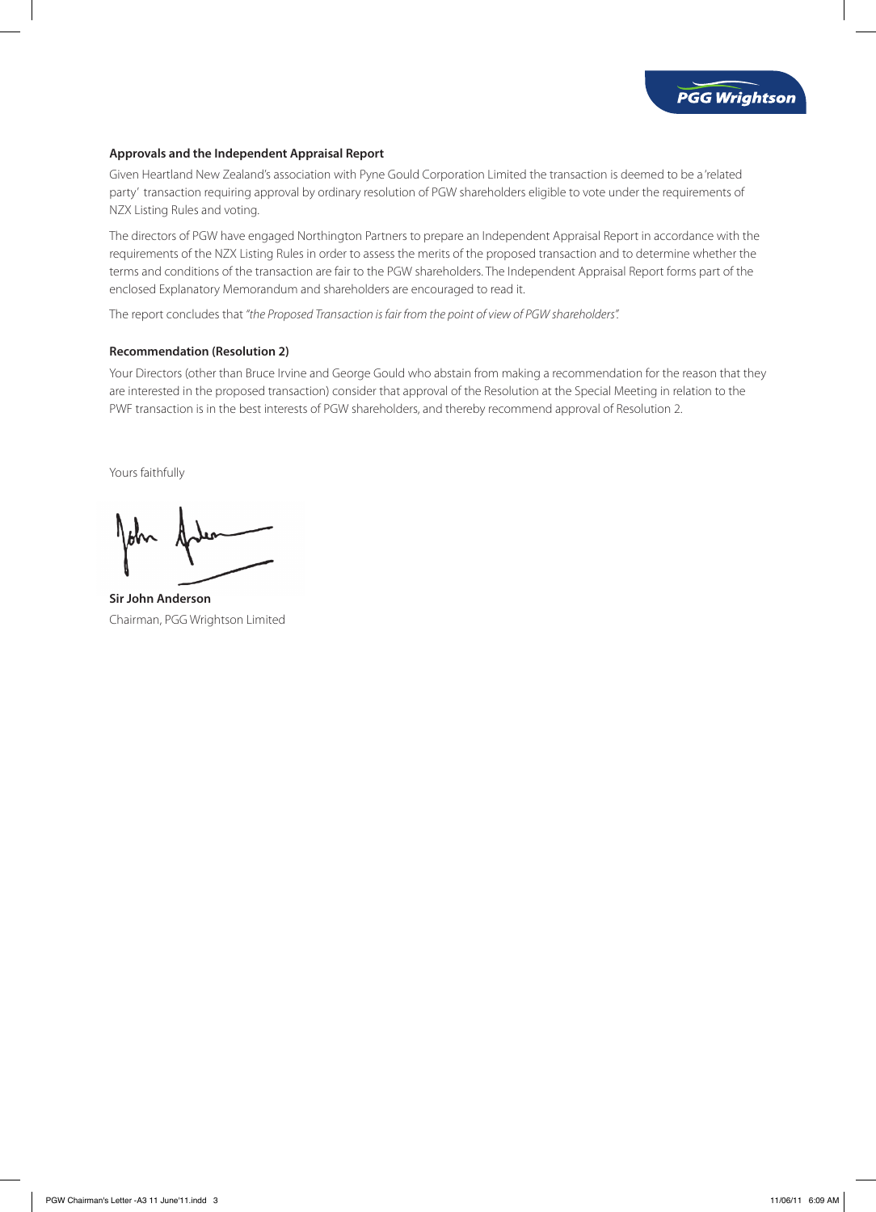**Approvals and the Independent Appraisal Report**

Given Heartland New Zealand's association with Pyne Gould Corporation Limited the transaction is deemed to be a 'related party' transaction requiring approval by ordinary resolution of PGW shareholders eligible to vote under the requirements of NZX Listing Rules and voting.

The directors of PGW have engaged Northington Partners to prepare an Independent Appraisal Report in accordance with the requirements of the NZX Listing Rules in order to assess the merits of the proposed transaction and to determine whether the terms and conditions of the transaction are fair to the PGW shareholders. The Independent Appraisal Report forms part of the enclosed Explanatory Memorandum and shareholders are encouraged to read it.

The report concludes that *"the Proposed Transaction is fair from the point of view of PGW shareholders".*

**Recommendation (Resolution 2)**

Your Directors (other than Bruce Irvine and George Gould who abstain from making a recommendation for the reason that they are interested in the proposed transaction) consider that approval of the Resolution at the Special Meeting in relation to the PWF transaction is in the best interests of PGW shareholders, and thereby recommend approval of Resolution 2.

Yours faithfully

**Sir John Anderson**
Chairman, PGG Wrightson Limited